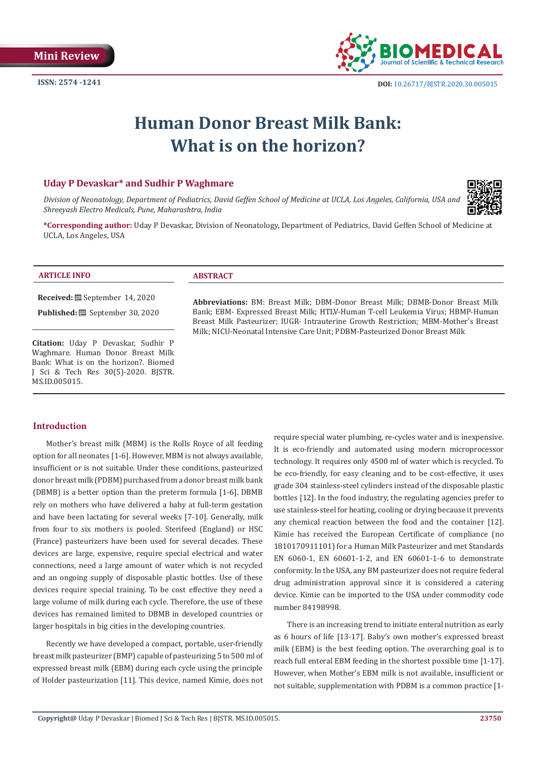Mini Review

ISSN: 2574 -1241

DOI: 10.26717/BJSTR.2020.30.005015

# Human Donor Breast Milk Bank: What is on the horizon?

**Uday P Devaskar* and Sudhir P Waghmare**

*Division of Neonatology, Department of Pediatrics, David Geffen School of Medicine at UCLA, Los Angeles, California, USA and Shreeyash Electro Medicals, Pune, Maharashtra, India*

***Corresponding author:** Uday P Devaskar, Division of Neonatology, Department of Pediatrics, David Geffen School of Medicine at UCLA, Los Angeles, USA

## ARTICLE INFO

**Received:** September 14, 2020

**Published:** September 30, 2020

**Citation:** Uday P Devaskar, Sudhir P Waghmare. Human Donor Breast Milk Bank: What is on the horizon?. Biomed J Sci & Tech Res 30(5)-2020. BJSTR. MS.ID.005015.

## ABSTRACT

**Abbreviations:** BM: Breast Milk; DBM-Donor Breast Milk; DBMB-Donor Breast Milk Bank; EBM- Expressed Breast Milk; HTLV-Human T-cell Leukemia Virus; HBMP-Human Breast Milk Pasteurizer; IUGR- Intrauterine Growth Restriction; MBM-Mother's Breast Milk; NICU-Neonatal Intensive Care Unit; PDBM-Pasteurized Donor Breast Milk

## Introduction

Mother's breast milk (MBM) is the Rolls Royce of all feeding option for all neonates [1-6]. However, MBM is not always available, insufficient or is not suitable. Under these conditions, pasteurized donor breast milk (PDBM) purchased from a donor breast milk bank (DBMB) is a better option than the preterm formula [1-6]. DBMB rely on mothers who have delivered a baby at full-term gestation and have been lactating for several weeks [7-10]. Generally, milk from four to six mothers is pooled. Sterifeed (England) or HSC (France) pasteurizers have been used for several decades. These devices are large, expensive, require special electrical and water connections, need a large amount of water which is not recycled and an ongoing supply of disposable plastic bottles. Use of these devices require special training. To be cost effective they need a large volume of milk during each cycle. Therefore, the use of these devices has remained limited to DBMB in developed countries or larger hospitals in big cities in the developing countries.

Recently we have developed a compact, portable, user-friendly breast milk pasteurizer (BMP) capable of pasteurizing 5 to 500 ml of expressed breast milk (EBM) during each cycle using the principle of Holder pasteurization [11]. This device, named Kimie, does not require special water plumbing, re-cycles water and is inexpensive. It is eco-friendly and automated using modern microprocessor technology. It requires only 4500 ml of water which is recycled. To be eco-friendly, for easy cleaning and to be cost-effective, it uses grade 304 stainless-steel cylinders instead of the disposable plastic bottles [12]. In the food industry, the regulating agencies prefer to use stainless-steel for heating, cooling or drying because it prevents any chemical reaction between the food and the container [12]. Kimie has received the European Certificate of compliance (no 1810170911101) for a Human Milk Pasteurizer and met Standards EN 6060-1, EN 60601-1-2, and EN 60601-1-6 to demonstrate conformity. In the USA, any BM pasteurizer does not require federal drug administration approval since it is considered a catering device. Kimie can be imported to the USA under commodity code number 84198998.

There is an increasing trend to initiate enteral nutrition as early as 6 hours of life [13-17]. Baby's own mother's expressed breast milk (EBM) is the best feeding option. The overarching goal is to reach full enteral EBM feeding in the shortest possible time [1-17]. However, when Mother's EBM milk is not available, insufficient or not suitable, supplementation with PDBM is a common practice [1-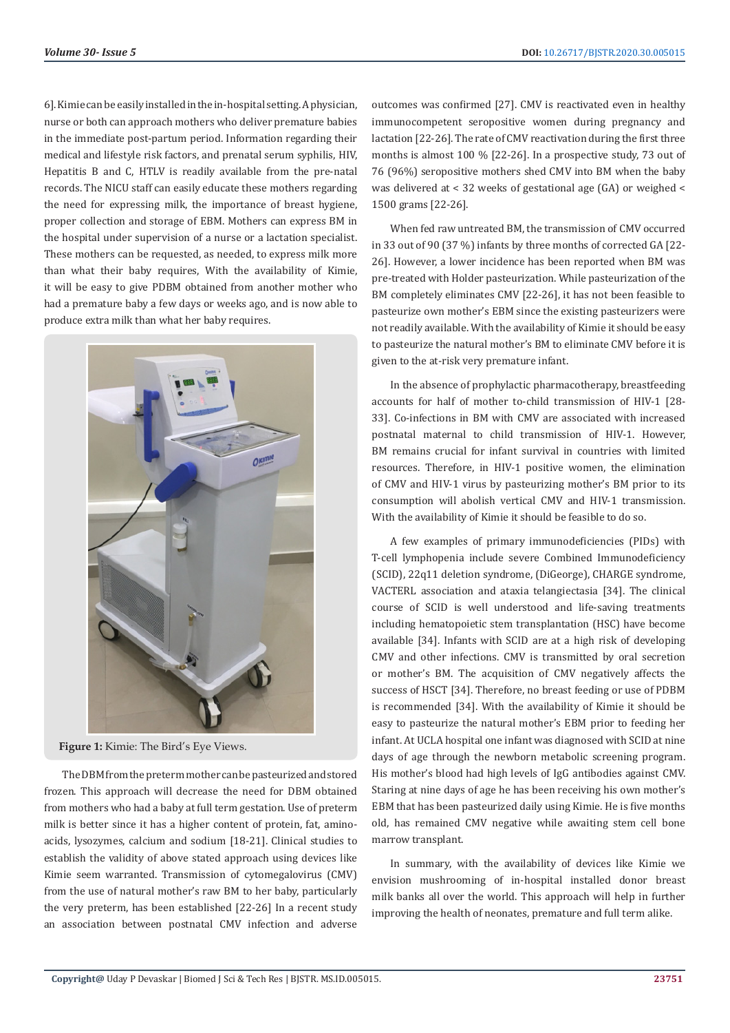6]. Kimie can be easily installed in the in-hospital setting. A physician, nurse or both can approach mothers who deliver premature babies in the immediate post-partum period. Information regarding their medical and lifestyle risk factors, and prenatal serum syphilis, HIV, Hepatitis B and C, HTLV is readily available from the pre-natal records. The NICU staff can easily educate these mothers regarding the need for expressing milk, the importance of breast hygiene, proper collection and storage of EBM. Mothers can express BM in the hospital under supervision of a nurse or a lactation specialist. These mothers can be requested, as needed, to express milk more than what their baby requires, With the availability of Kimie, it will be easy to give PDBM obtained from another mother who had a premature baby a few days or weeks ago, and is now able to produce extra milk than what her baby requires.

**Figure 1:** Kimie: The Bird's Eye Views.

The DBM from the preterm mother can be pasteurized and stored frozen. This approach will decrease the need for DBM obtained from mothers who had a baby at full term gestation. Use of preterm milk is better since it has a higher content of protein, fat, amino-acids, lysozymes, calcium and sodium [18-21]. Clinical studies to establish the validity of above stated approach using devices like Kimie seem warranted. Transmission of cytomegalovirus (CMV) from the use of natural mother's raw BM to her baby, particularly the very preterm, has been established [22-26] In a recent study an association between postnatal CMV infection and adverse outcomes was confirmed [27]. CMV is reactivated even in healthy immunocompetent seropositive women during pregnancy and lactation [22-26]. The rate of CMV reactivation during the first three months is almost 100 % [22-26]. In a prospective study, 73 out of 76 (96%) seropositive mothers shed CMV into BM when the baby was delivered at < 32 weeks of gestational age (GA) or weighed < 1500 grams [22-26].

When fed raw untreated BM, the transmission of CMV occurred in 33 out of 90 (37 %) infants by three months of corrected GA [22-26]. However, a lower incidence has been reported when BM was pre-treated with Holder pasteurization. While pasteurization of the BM completely eliminates CMV [22-26], it has not been feasible to pasteurize own mother's EBM since the existing pasteurizers were not readily available. With the availability of Kimie it should be easy to pasteurize the natural mother's BM to eliminate CMV before it is given to the at-risk very premature infant.

In the absence of prophylactic pharmacotherapy, breastfeeding accounts for half of mother to-child transmission of HIV-1 [28-33]. Co-infections in BM with CMV are associated with increased postnatal maternal to child transmission of HIV-1. However, BM remains crucial for infant survival in countries with limited resources. Therefore, in HIV-1 positive women, the elimination of CMV and HIV-1 virus by pasteurizing mother's BM prior to its consumption will abolish vertical CMV and HIV-1 transmission. With the availability of Kimie it should be feasible to do so.

A few examples of primary immunodeficiencies (PIDs) with T-cell lymphopenia include severe Combined Immunodeficiency (SCID), 22q11 deletion syndrome, (DiGeorge), CHARGE syndrome, VACTERL association and ataxia telangiectasia [34]. The clinical course of SCID is well understood and life-saving treatments including hematopoietic stem transplantation (HSC) have become available [34]. Infants with SCID are at a high risk of developing CMV and other infections. CMV is transmitted by oral secretion or mother's BM. The acquisition of CMV negatively affects the success of HSCT [34]. Therefore, no breast feeding or use of PDBM is recommended [34]. With the availability of Kimie it should be easy to pasteurize the natural mother's EBM prior to feeding her infant. At UCLA hospital one infant was diagnosed with SCID at nine days of age through the newborn metabolic screening program. His mother's blood had high levels of IgG antibodies against CMV. Staring at nine days of age he has been receiving his own mother's EBM that has been pasteurized daily using Kimie. He is five months old, has remained CMV negative while awaiting stem cell bone marrow transplant.

In summary, with the availability of devices like Kimie we envision mushrooming of in-hospital installed donor breast milk banks all over the world. This approach will help in further improving the health of neonates, premature and full term alike.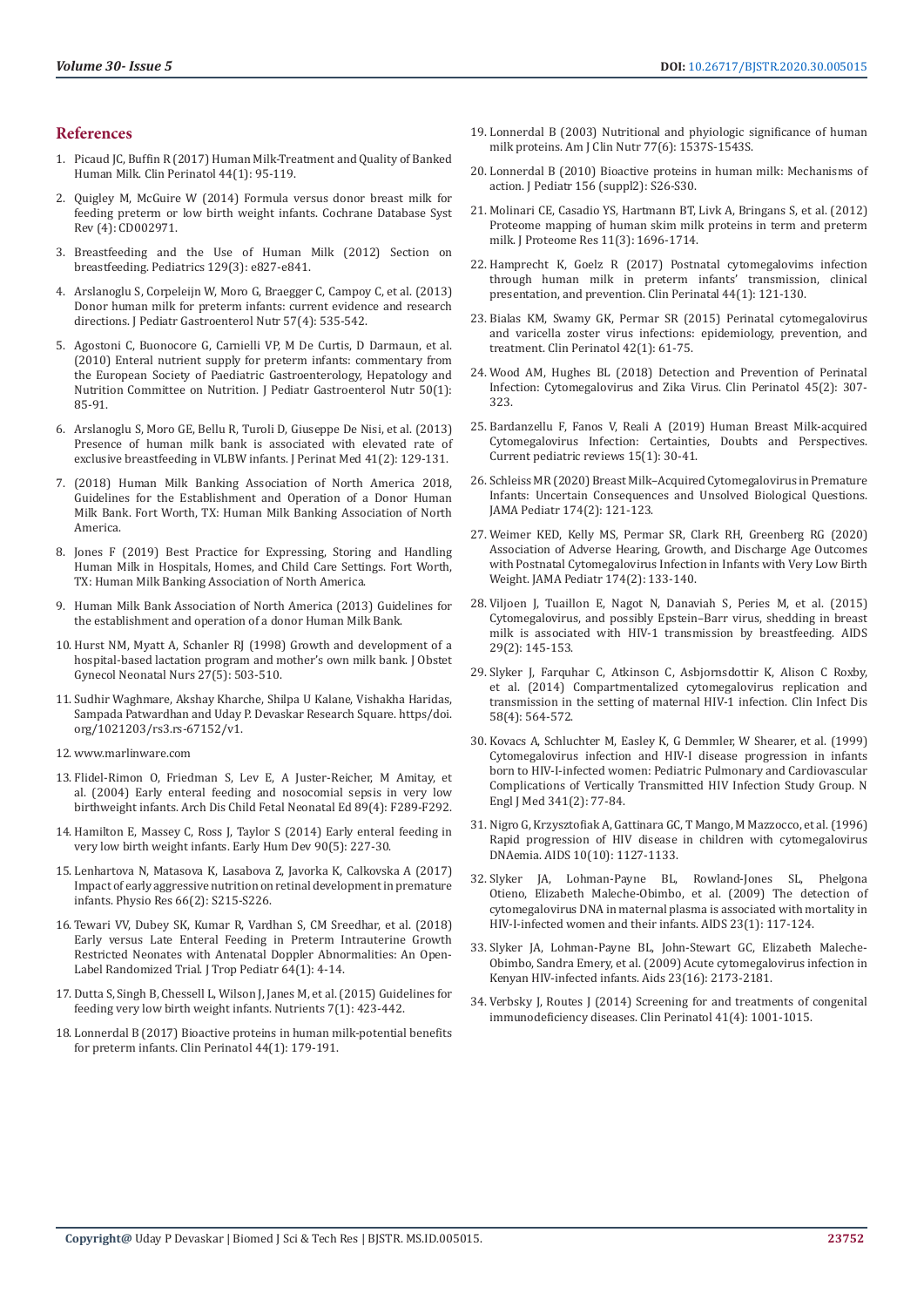## References

1. Picaud JC, Buffin R (2017) Human Milk-Treatment and Quality of Banked Human Milk. Clin Perinatol 44(1): 95-119.
2. Quigley M, McGuire W (2014) Formula versus donor breast milk for feeding preterm or low birth weight infants. Cochrane Database Syst Rev (4): CD002971.
3. Breastfeeding and the Use of Human Milk (2012) Section on breastfeeding. Pediatrics 129(3): e827-e841.
4. Arslanoglu S, Corpeleijn W, Moro G, Braegger C, Campoy C, et al. (2013) Donor human milk for preterm infants: current evidence and research directions. J Pediatr Gastroenterol Nutr 57(4): 535-542.
5. Agostoni C, Buonocore G, Carnielli VP, M De Curtis, D Darmaun, et al. (2010) Enteral nutrient supply for preterm infants: commentary from the European Society of Paediatric Gastroenterology, Hepatology and Nutrition Committee on Nutrition. J Pediatr Gastroenterol Nutr 50(1): 85-91.
6. Arslanoglu S, Moro GE, Bellu R, Turoli D, Giuseppe De Nisi, et al. (2013) Presence of human milk bank is associated with elevated rate of exclusive breastfeeding in VLBW infants. J Perinat Med 41(2): 129-131.
7. (2018) Human Milk Banking Association of North America 2018, Guidelines for the Establishment and Operation of a Donor Human Milk Bank. Fort Worth, TX: Human Milk Banking Association of North America.
8. Jones F (2019) Best Practice for Expressing, Storing and Handling Human Milk in Hospitals, Homes, and Child Care Settings. Fort Worth, TX: Human Milk Banking Association of North America.
9. Human Milk Bank Association of North America (2013) Guidelines for the establishment and operation of a donor Human Milk Bank.
10. Hurst NM, Myatt A, Schanler RJ (1998) Growth and development of a hospital-based lactation program and mother's own milk bank. J Obstet Gynecol Neonatal Nurs 27(5): 503-510.
11. Sudhir Waghmare, Akshay Kharche, Shilpa U Kalane, Vishakha Haridas, Sampada Patwardhan and Uday P. Devaskar Research Square. https/doi.org/1021203/rs3.rs-67152/v1.
12. www.marlinware.com
13. Flidel-Rimon O, Friedman S, Lev E, A Juster-Reicher, M Amitay, et al. (2004) Early enteral feeding and nosocomial sepsis in very low birthweight infants. Arch Dis Child Fetal Neonatal Ed 89(4): F289-F292.
14. Hamilton E, Massey C, Ross J, Taylor S (2014) Early enteral feeding in very low birth weight infants. Early Hum Dev 90(5): 227-30.
15. Lenhartova N, Matasova K, Lasabova Z, Javorka K, Calkovska A (2017) Impact of early aggressive nutrition on retinal development in premature infants. Physio Res 66(2): S215-S226.
16. Tewari VV, Dubey SK, Kumar R, Vardhan S, CM Sreedhar, et al. (2018) Early versus Late Enteral Feeding in Preterm Intrauterine Growth Restricted Neonates with Antenatal Doppler Abnormalities: An Open-Label Randomized Trial. J Trop Pediatr 64(1): 4-14.
17. Dutta S, Singh B, Chessell L, Wilson J, Janes M, et al. (2015) Guidelines for feeding very low birth weight infants. Nutrients 7(1): 423-442.
18. Lonnerdal B (2017) Bioactive proteins in human milk-potential benefits for preterm infants. Clin Perinatol 44(1): 179-191.
19. Lonnerdal B (2003) Nutritional and phyiologic significance of human milk proteins. Am J Clin Nutr 77(6): 1537S-1543S.
20. Lonnerdal B (2010) Bioactive proteins in human milk: Mechanisms of action. J Pediatr 156 (suppl2): S26-S30.
21. Molinari CE, Casadio YS, Hartmann BT, Livk A, Bringans S, et al. (2012) Proteome mapping of human skim milk proteins in term and preterm milk. J Proteome Res 11(3): 1696-1714.
22. Hamprecht K, Goelz R (2017) Postnatal cytomegalovims infection through human milk in preterm infants' transmission, clinical presentation, and prevention. Clin Perinatal 44(1): 121-130.
23. Bialas KM, Swamy GK, Permar SR (2015) Perinatal cytomegalovirus and varicella zoster virus infections: epidemiology, prevention, and treatment. Clin Perinatol 42(1): 61-75.
24. Wood AM, Hughes BL (2018) Detection and Prevention of Perinatal Infection: Cytomegalovirus and Zika Virus. Clin Perinatol 45(2): 307-323.
25. Bardanzellu F, Fanos V, Reali A (2019) Human Breast Milk-acquired Cytomegalovirus Infection: Certainties, Doubts and Perspectives. Current pediatric reviews 15(1): 30-41.
26. Schleiss MR (2020) Breast Milk–Acquired Cytomegalovirus in Premature Infants: Uncertain Consequences and Unsolved Biological Questions. JAMA Pediatr 174(2): 121-123.
27. Weimer KED, Kelly MS, Permar SR, Clark RH, Greenberg RG (2020) Association of Adverse Hearing, Growth, and Discharge Age Outcomes with Postnatal Cytomegalovirus Infection in Infants with Very Low Birth Weight. JAMA Pediatr 174(2): 133-140.
28. Viljoen J, Tuaillon E, Nagot N, Danaviah S, Peries M, et al. (2015) Cytomegalovirus, and possibly Epstein–Barr virus, shedding in breast milk is associated with HIV-1 transmission by breastfeeding. AIDS 29(2): 145-153.
29. Slyker J, Farquhar C, Atkinson C, Asbjornsdottir K, Alison C Roxby, et al. (2014) Compartmentalized cytomegalovirus replication and transmission in the setting of maternal HIV-1 infection. Clin Infect Dis 58(4): 564-572.
30. Kovacs A, Schluchter M, Easley K, G Demmler, W Shearer, et al. (1999) Cytomegalovirus infection and HIV-I disease progression in infants born to HIV-I-infected women: Pediatric Pulmonary and Cardiovascular Complications of Vertically Transmitted HIV Infection Study Group. N Engl J Med 341(2): 77-84.
31. Nigro G, Krzysztofiak A, Gattinara GC, T Mango, M Mazzocco, et al. (1996) Rapid progression of HIV disease in children with cytomegalovirus DNAemia. AIDS 10(10): 1127-1133.
32. Slyker JA, Lohman-Payne BL, Rowland-Jones SL, Phelgona Otieno, Elizabeth Maleche-Obimbo, et al. (2009) The detection of cytomegalovirus DNA in maternal plasma is associated with mortality in HIV-I-infected women and their infants. AIDS 23(1): 117-124.
33. Slyker JA, Lohman-Payne BL, John-Stewart GC, Elizabeth Maleche-Obimbo, Sandra Emery, et al. (2009) Acute cytomegalovirus infection in Kenyan HIV-infected infants. Aids 23(16): 2173-2181.
34. Verbsky J, Routes J (2014) Screening for and treatments of congenital immunodeficiency diseases. Clin Perinatol 41(4): 1001-1015.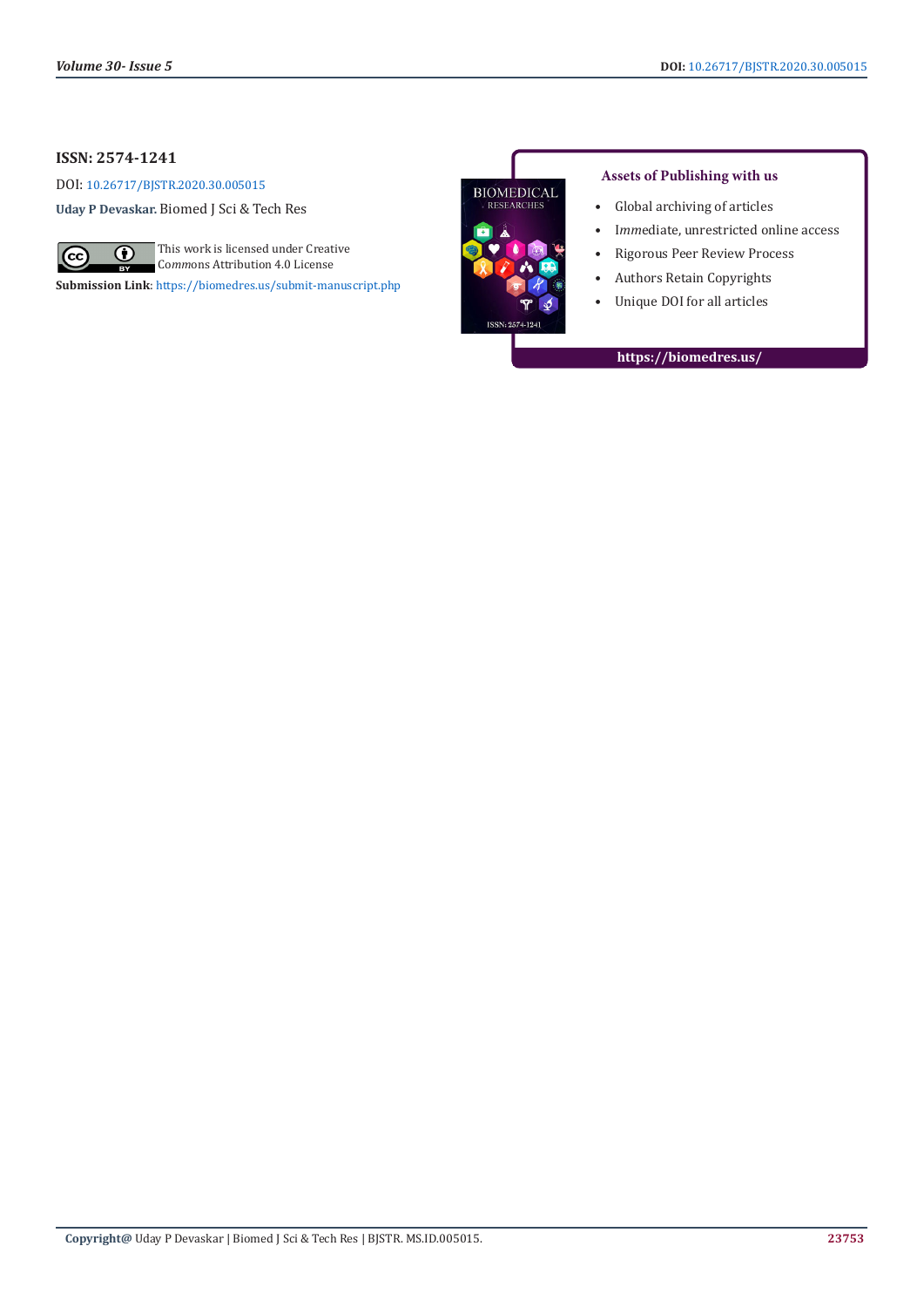**ISSN: 2574-1241**

DOI: 10.26717/BJSTR.2020.30.005015

**Uday P Devaskar.** Biomed J Sci & Tech Res

This work is licensed under Creative Commons Attribution 4.0 License

**Submission Link**: https://biomedres.us/submit-manuscript.php

### Assets of Publishing with us

- Global archiving of articles
- Immediate, unrestricted online access
- Rigorous Peer Review Process
- Authors Retain Copyrights
- Unique DOI for all articles

**https://biomedres.us/**